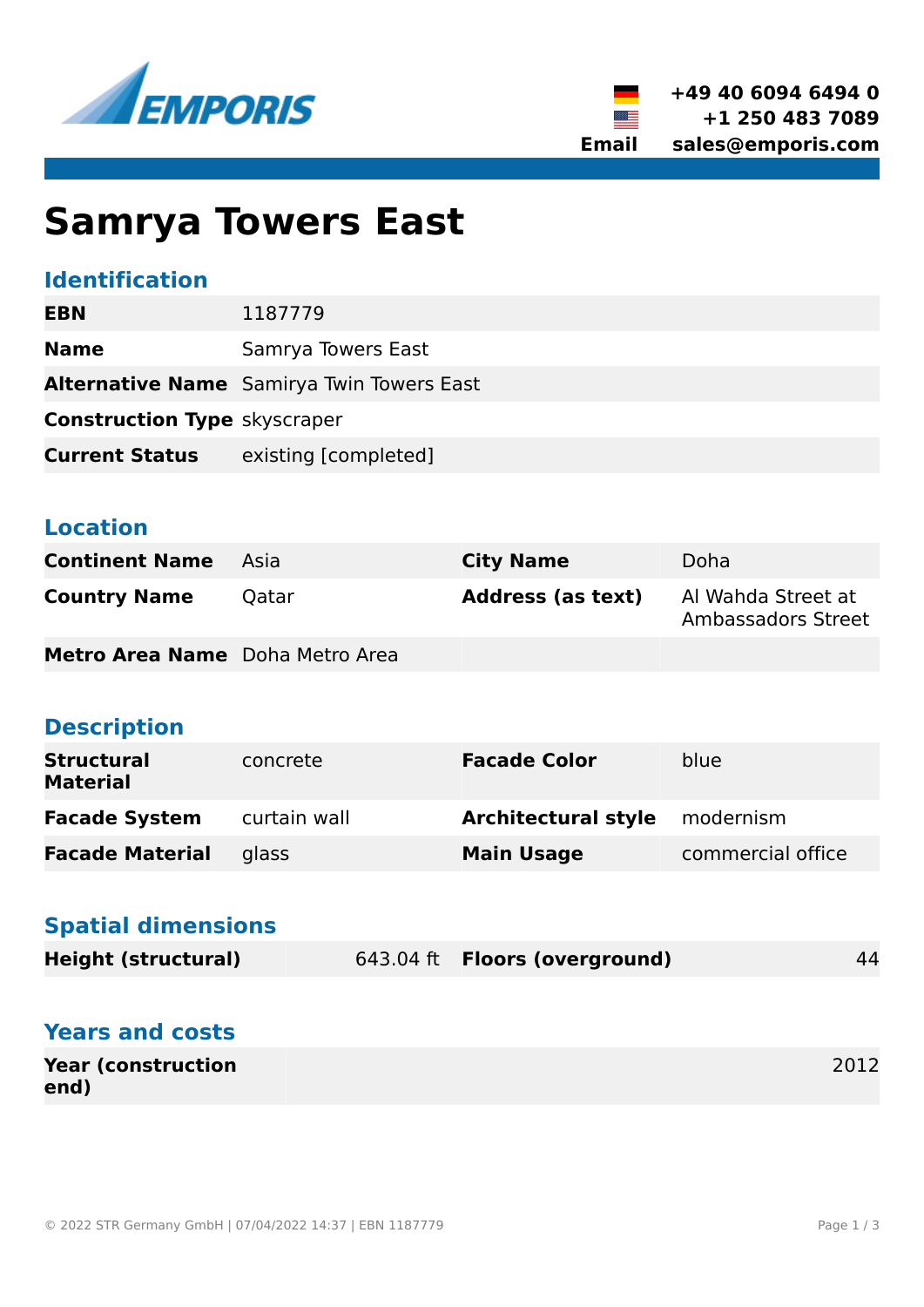EMPORIS

+49 40 6094 6494 0
+1 250 483 7089
Email sales@emporis.com

# Samrya Towers East

## Identification

| | |
|---|---|
| **EBN** | 1187779 |
| **Name** | Samrya Towers East |
| **Alternative Name** | Samirya Twin Towers East |
| **Construction Type** | skyscraper |
| **Current Status** | existing [completed] |

## Location

| | | | |
|---|---|---|---|
| **Continent Name** | Asia | **City Name** | Doha |
| **Country Name** | Qatar | **Address (as text)** | Al Wahda Street at Ambassadors Street |
| **Metro Area Name** | Doha Metro Area | | |

## Description

| | | | |
|---|---|---|---|
| **Structural Material** | concrete | **Facade Color** | blue |
| **Facade System** | curtain wall | **Architectural style** | modernism |
| **Facade Material** | glass | **Main Usage** | commercial office |

## Spatial dimensions

| | | | |
|---|---|---|---|
| **Height (structural)** | 643.04 ft | **Floors (overground)** | 44 |

## Years and costs

| | |
|---|---|
| **Year (construction end)** | 2012 |

© 2022 STR Germany GmbH | 07/04/2022 14:37 | EBN 1187779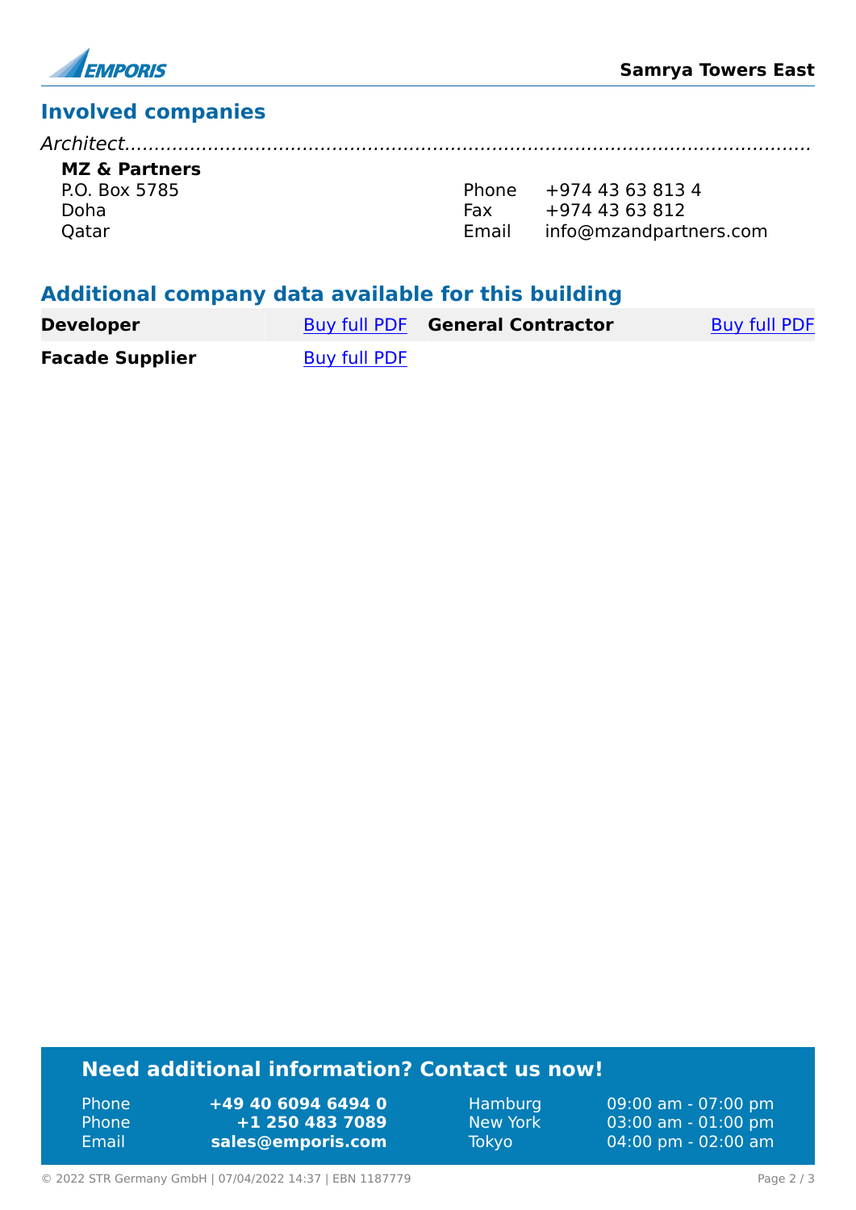## Involved companies

*Architect*

**MZ & Partners**
P.O. Box 5785
Doha
Qatar

Phone +974 43 63 813 4
Fax +974 43 63 812
Email info@mzandpartners.com

## Additional company data available for this building

| | | | |
|---|---|---|---|
| **Developer** | Buy full PDF | **General Contractor** | Buy full PDF |
| **Facade Supplier** | Buy full PDF | | |

### Need additional information? Contact us now!

| | | | |
|---|---|---|---|
| Phone | **+49 40 6094 6494 0** | Hamburg | 09:00 am - 07:00 pm |
| Phone | **+1 250 483 7089** | New York | 03:00 am - 01:00 pm |
| Email | **sales@emporis.com** | Tokyo | 04:00 pm - 02:00 am |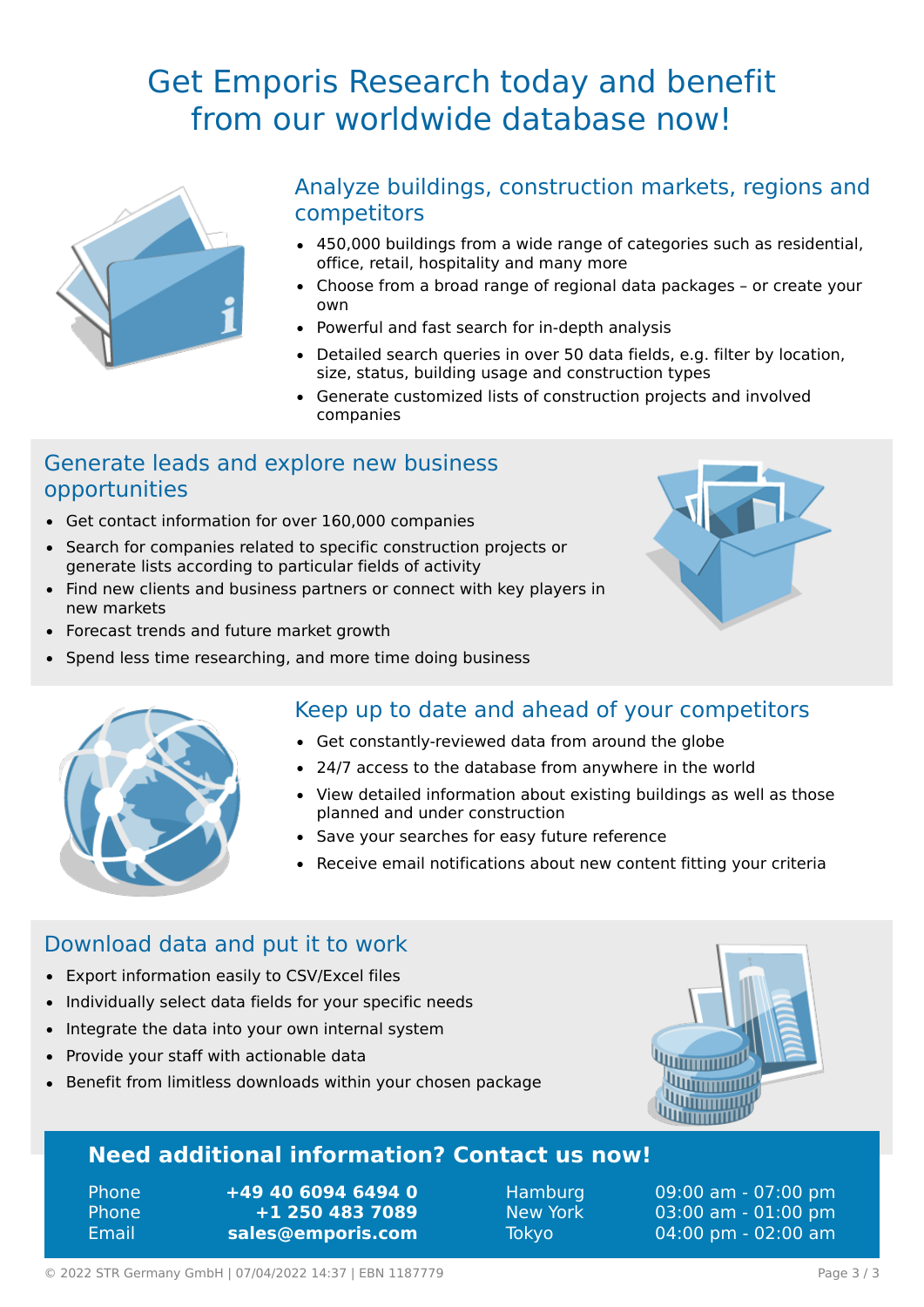# Get Emporis Research today and benefit from our worldwide database now!

## Analyze buildings, construction markets, regions and competitors

- 450,000 buildings from a wide range of categories such as residential, office, retail, hospitality and many more
- Choose from a broad range of regional data packages – or create your own
- Powerful and fast search for in-depth analysis
- Detailed search queries in over 50 data fields, e.g. filter by location, size, status, building usage and construction types
- Generate customized lists of construction projects and involved companies

## Generate leads and explore new business opportunities

- Get contact information for over 160,000 companies
- Search for companies related to specific construction projects or generate lists according to particular fields of activity
- Find new clients and business partners or connect with key players in new markets
- Forecast trends and future market growth
- Spend less time researching, and more time doing business

## Keep up to date and ahead of your competitors

- Get constantly-reviewed data from around the globe
- 24/7 access to the database from anywhere in the world
- View detailed information about existing buildings as well as those planned and under construction
- Save your searches for easy future reference
- Receive email notifications about new content fitting your criteria

## Download data and put it to work

- Export information easily to CSV/Excel files
- Individually select data fields for your specific needs
- Integrate the data into your own internal system
- Provide your staff with actionable data
- Benefit from limitless downloads within your chosen package

### Need additional information? Contact us now!

| | | | |
|---|---|---|---|
| Phone | **+49 40 6094 6494 0** | Hamburg | 09:00 am - 07:00 pm |
| Phone | **+1 250 483 7089** | New York | 03:00 am - 01:00 pm |
| Email | **sales@emporis.com** | Tokyo | 04:00 pm - 02:00 am |

© 2022 STR Germany GmbH | 07/04/2022 14:37 | EBN 1187779